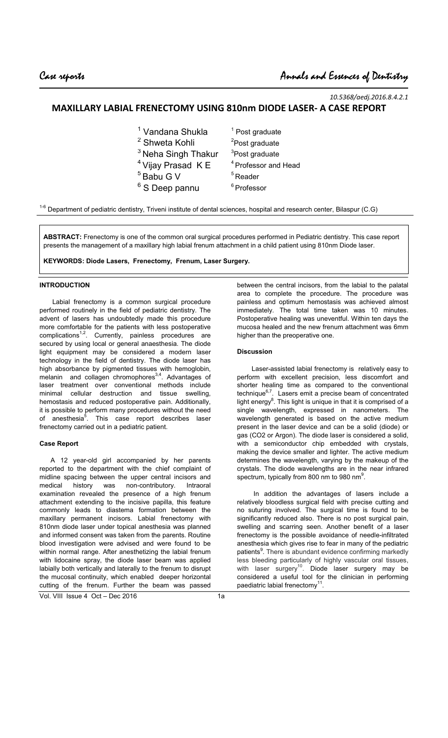*10.5368/aedj.2016.8.4.2.1*

# MAXILLARY LABIAL FRENECTOMY USING 810nm DIODE LASER- A CASE REPORT

| | |
|---|---|
| [1] Vandana Shukla | [1] Post graduate |
| [2] Shweta Kohli | [2] Post graduate |
| [3] Neha Singh Thakur | [3] Post graduate |
| [4] Vijay Prasad K E | [4] Professor and Head |
| [5] Babu G V | [5] Reader |
| [6] S Deep pannu | [6] Professor |

[1-6] Department of pediatric dentistry, Triveni institute of dental sciences, hospital and research center, Bilaspur (C.G)

**ABSTRACT:** Frenectomy is one of the common oral surgical procedures performed in Pediatric dentistry. This case report presents the management of a maxillary high labial frenum attachment in a child patient using 810nm Diode laser.

**KEYWORDS: Diode Lasers, Frenectomy, Frenum, Laser Surgery.**

## INTRODUCTION

Labial frenectomy is a common surgical procedure performed routinely in the field of pediatric dentistry. The advent of lasers has undoubtedly made this procedure more comfortable for the patients with less postoperative complications[1,2]. Currently, painless procedures are secured by using local or general anaesthesia. The diode light equipment may be considered a modern laser technology in the field of dentistry. The diode laser has high absorbance by pigmented tissues with hemoglobin, melanin and collagen chromophores[3,4]. Advantages of laser treatment over conventional methods include minimal cellular destruction and tissue swelling, hemostasis and reduced postoperative pain. Additionally, it is possible to perform many procedures without the need of anesthesia[5]. This case report describes laser frenectomy carried out in a pediatric patient.

### Case Report

A 12 year-old girl accompanied by her parents reported to the department with the chief complaint of midline spacing between the upper central incisors and medical history was non-contributory. Intraoral examination revealed the presence of a high frenum attachment extending to the incisive papilla, this feature commonly leads to diastema formation between the maxillary permanent incisors. Labial frenectomy with 810nm diode laser under topical anesthesia was planned and informed consent was taken from the parents. Routine blood investigation were advised and were found to be within normal range. After anesthetizing the labial frenum with lidocaine spray, the diode laser beam was applied labially both vertically and laterally to the frenum to disrupt the mucosal continuity, which enabled deeper horizontal cutting of the frenum. Further the beam was passed between the central incisors, from the labial to the palatal area to complete the procedure. The procedure was painless and optimum hemostasis was achieved almost immediately. The total time taken was 10 minutes. Postoperative healing was uneventful. Within ten days the mucosa healed and the new frenum attachment was 6mm higher than the preoperative one.

### Discussion

Laser-assisted labial frenectomy is relatively easy to perform with excellent precision, less discomfort and shorter healing time as compared to the conventional technique[6,7]. Lasers emit a precise beam of concentrated light energy[8]. This light is unique in that it is comprised of a single wavelength, expressed in nanometers. The wavelength generated is based on the active medium present in the laser device and can be a solid (diode) or gas ($CO_2$ or Argon). The diode laser is considered a solid, with a semiconductor chip embedded with crystals, making the device smaller and lighter. The active medium determines the wavelength, varying by the makeup of the crystals. The diode wavelengths are in the near infrared spectrum, typically from 800 nm to 980 nm[9].

In addition the advantages of lasers include a relatively bloodless surgical field with precise cutting and no suturing involved. The surgical time is found to be significantly reduced also. There is no post surgical pain, swelling and scarring seen. Another benefit of a laser frenectomy is the possible avoidance of needle-infiltrated anesthesia which gives rise to fear in many of the pediatric patients[9]. There is abundant evidence confirming markedly less bleeding particularly of highly vascular oral tissues, with laser surgery[10]. Diode laser surgery may be considered a useful tool for the clinician in performing paediatric labial frenectomy[11].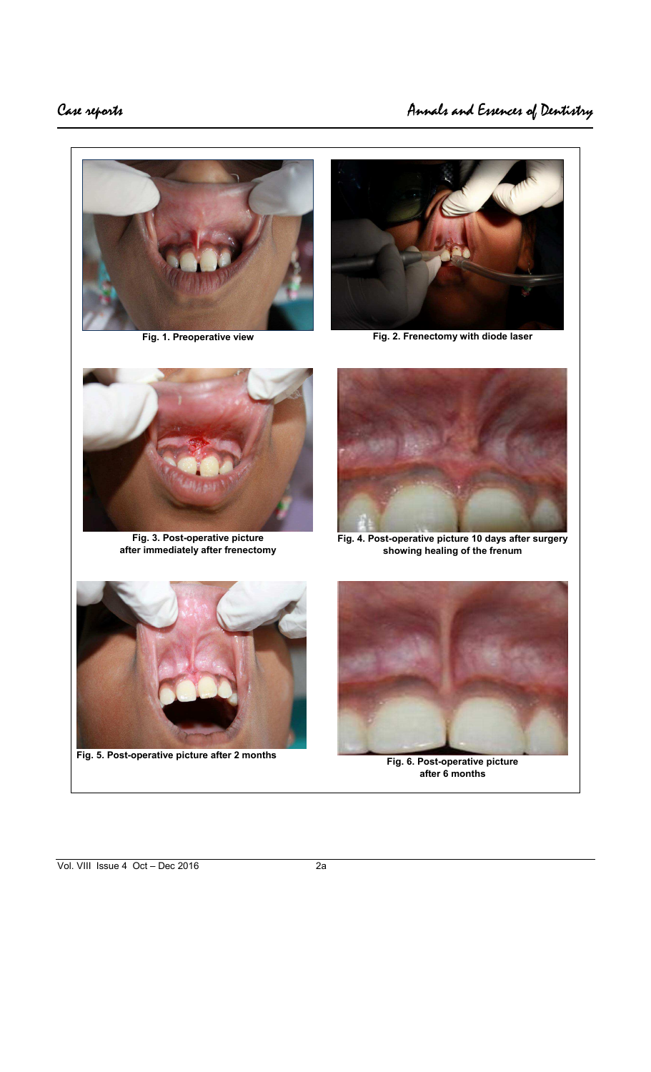Fig. 1. Preoperative view

Fig. 2. Frenectomy with diode laser

Fig. 3. Post-operative picture after immediately after frenectomy

Fig. 4. Post-operative picture 10 days after surgery showing healing of the frenum

Fig. 5. Post-operative picture after 2 months

Fig. 6. Post-operative picture after 6 months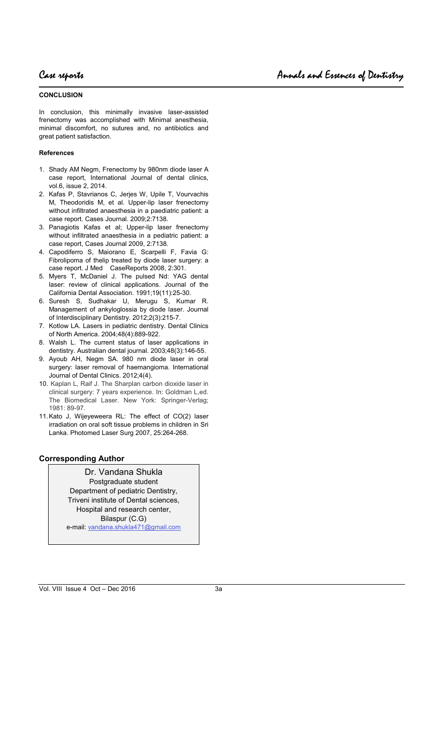**CONCLUSION**

In conclusion, this minimally invasive laser-assisted frenectomy was accomplished with Minimal anesthesia, minimal discomfort, no sutures and, no antibiotics and great patient satisfaction.

**References**

1. Shady AM Negm, Frenectomy by 980nm diode laser A case report, International Journal of dental clinics, vol.6, issue 2, 2014.
2. Kafas P, Stavrianos C, Jerjes W, Upile T, Vourvachis M, Theodoridis M, et al. Upper-lip laser frenectomy without infiltrated anaesthesia in a paediatric patient: a case report. Cases Journal. 2009;2:7138.
3. Panagiotis Kafas et al; Upper-lip laser frenectomy without infiltrated anaesthesia in a pediatric patient: a case report, Cases Journal 2009, 2:7138.
4. Capodiferro S, Maiorano E, Scarpelli F, Favia G: Fibrolipoma of thelip treated by diode laser surgery: a case report. J Med CaseReports 2008, 2:301.
5. Myers T, McDaniel J. The pulsed Nd: YAG dental laser: review of clinical applications. Journal of the California Dental Association. 1991;19(11):25-30.
6. Suresh S, Sudhakar U, Merugu S, Kumar R. Management of ankyloglossia by diode laser. Journal of Interdisciplinary Dentistry. 2012;2(3):215-7.
7. Kotlow LA. Lasers in pediatric dentistry. Dental Clinics of North America. 2004;48(4):889-922.
8. Walsh L. The current status of laser applications in dentistry. Australian dental journal. 2003;48(3):146-55.
9. Ayoub AH, Negm SA. 980 nm diode laser in oral surgery: laser removal of haemangioma. International Journal of Dental Clinics. 2012;4(4).
10. Kaplan L, Raif J. The Sharplan carbon dioxide laser in clinical surgery: 7 years experience. In: Goldman L,ed. The Biomedical Laser. New York: Springer-Verlag; 1981: 89-97.
11. Kato J, Wijeyeweera RL: The effect of CO(2) laser irradiation on oral soft tissue problems in children in Sri Lanka. Photomed Laser Surg 2007, 25:264-268.

## Corresponding Author

Dr. Vandana Shukla
Postgraduate student
Department of pediatric Dentistry,
Triveni institute of Dental sciences,
Hospital and research center,
Bilaspur (C.G)
e-mail: vandana.shukla471@gmail.com